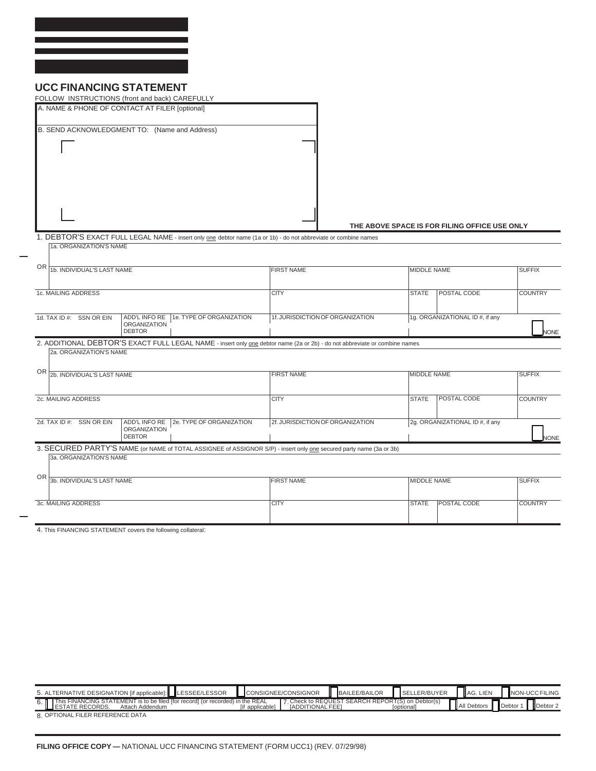# UCC FINANCING STATEMENT

FOLLOW INSTRUCTIONS (front and back) CAREFULLY

A. NAME & PHONE OF CONTACT AT FILER [optional]

B. SEND ACKNOWLEDGMENT TO: (Name and Address)

THE ABOVE SPACE IS FOR FILING OFFICE USE ONLY

1. DEBTOR'S EXACT FULL LEGAL NAME - insert only one debtor name (1a or 1b) - do not abbreviate or combine names

| | | | | | | |
|---|---|---|---|---|---|---|
| 1a. ORGANIZATION'S NAME | | | | | | |
| OR 1b. INDIVIDUAL'S LAST NAME | | | FIRST NAME | MIDDLE NAME | | SUFFIX |
| 1c. MAILING ADDRESS | | | CITY | STATE | POSTAL CODE | COUNTRY |
| 1d. TAX ID #: SSN OR EIN | ADD'L INFO RE ORGANIZATION DEBTOR | 1e. TYPE OF ORGANIZATION | 1f. JURISDICTION OF ORGANIZATION | 1g. ORGANIZATIONAL ID #, if any | | ☐ NONE |

2. ADDITIONAL DEBTOR'S EXACT FULL LEGAL NAME - insert only one debtor name (2a or 2b) - do not abbreviate or combine names

| | | | | | | |
|---|---|---|---|---|---|---|
| 2a. ORGANIZATION'S NAME | | | | | | |
| OR 2b. INDIVIDUAL'S LAST NAME | | | FIRST NAME | MIDDLE NAME | | SUFFIX |
| 2c. MAILING ADDRESS | | | CITY | STATE | POSTAL CODE | COUNTRY |
| 2d. TAX ID #: SSN OR EIN | ADD'L INFO RE ORGANIZATION DEBTOR | 2e. TYPE OF ORGANIZATION | 2f. JURISDICTION OF ORGANIZATION | 2g. ORGANIZATIONAL ID #, if any | | ☐ NONE |

3. SECURED PARTY'S NAME (or NAME of TOTAL ASSIGNEE of ASSIGNOR S/P) - insert only one secured party name (3a or 3b)

| | | | | |
|---|---|---|---|---|
| 3a. ORGANIZATION'S NAME | | | | |
| OR 3b. INDIVIDUAL'S LAST NAME | FIRST NAME | MIDDLE NAME | | SUFFIX |
| 3c. MAILING ADDRESS | CITY | STATE | POSTAL CODE | COUNTRY |

4. This FINANCING STATEMENT covers the following collateral:

5. ALTERNATIVE DESIGNATION [if applicable]: ☐ LESSEE/LESSOR ☐ CONSIGNEE/CONSIGNOR ☐ BAILEE/BAILOR ☐ SELLER/BUYER ☐ AG. LIEN ☐ NON-UCC FILING

6. ☐ This FINANCING STATEMENT is to be filed [for record] (or recorded) in the REAL ESTATE RECORDS. Attach Addendum [if applicable]

7. Check to REQUEST SEARCH REPORT(S) on Debtor(s) [ADDITIONAL FEE] [optional] ☐ All Debtors ☐ Debtor 1 ☐ Debtor 2

8. OPTIONAL FILER REFERENCE DATA

**FILING OFFICE COPY —** NATIONAL UCC FINANCING STATEMENT (FORM UCC1) (REV. 07/29/98)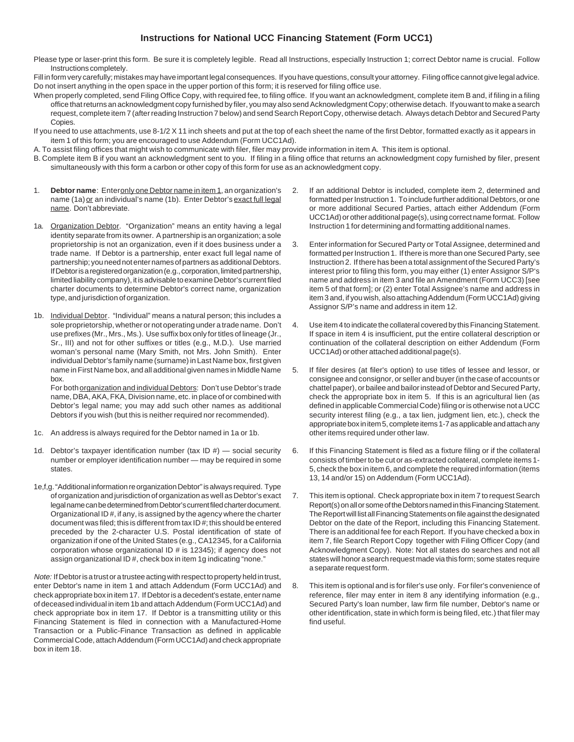# Instructions for National UCC Financing Statement (Form UCC1)

Please type or laser-print this form. Be sure it is completely legible. Read all Instructions, especially Instruction 1; correct Debtor name is crucial. Follow Instructions completely.

Fill in form very carefully; mistakes may have important legal consequences. If you have questions, consult your attorney. Filing office cannot give legal advice. Do not insert anything in the open space in the upper portion of this form; it is reserved for filing office use.

When properly completed, send Filing Office Copy, with required fee, to filing office. If you want an acknowledgment, complete item B and, if filing in a filing office that returns an acknowledgment copy furnished by filer, you may also send Acknowledgment Copy; otherwise detach. If you want to make a search request, complete item 7 (after reading Instruction 7 below) and send Search Report Copy, otherwise detach. Always detach Debtor and Secured Party Copies.

If you need to use attachments, use 8-1/2 X 11 inch sheets and put at the top of each sheet the name of the first Debtor, formatted exactly as it appears in item 1 of this form; you are encouraged to use Addendum (Form UCC1Ad).

A. To assist filing offices that might wish to communicate with filer, filer may provide information in item A. This item is optional.

B. Complete item B if you want an acknowledgment sent to you. If filing in a filing office that returns an acknowledgment copy furnished by filer, present simultaneously with this form a carbon or other copy of this form for use as an acknowledgment copy.

1. **Debtor name**: Enter only one Debtor name in item 1, an organization's name (1a) or an individual's name (1b). Enter Debtor's exact full legal name. Don't abbreviate.

1a. Organization Debtor. "Organization" means an entity having a legal identity separate from its owner. A partnership is an organization; a sole proprietorship is not an organization, even if it does business under a trade name. If Debtor is a partnership, enter exact full legal name of partnership; you need not enter names of partners as additional Debtors. If Debtor is a registered organization (e.g., corporation, limited partnership, limited liability company), it is advisable to examine Debtor's current filed charter documents to determine Debtor's correct name, organization type, and jurisdiction of organization.

1b. Individual Debtor. "Individual" means a natural person; this includes a sole proprietorship, whether or not operating under a trade name. Don't use prefixes (Mr., Mrs., Ms.). Use suffix box only for titles of lineage (Jr., Sr., III) and not for other suffixes or titles (e.g., M.D.). Use married woman's personal name (Mary Smith, not Mrs. John Smith). Enter individual Debtor's family name (surname) in Last Name box, first given name in First Name box, and all additional given names in Middle Name box.

For both organization and individual Debtors: Don't use Debtor's trade name, DBA, AKA, FKA, Division name, etc. in place of or combined with Debtor's legal name; you may add such other names as additional Debtors if you wish (but this is neither required nor recommended).

1c. An address is always required for the Debtor named in 1a or 1b.

1d. Debtor's taxpayer identification number (tax ID #) — social security number or employer identification number — may be required in some states.

1e,f,g. "Additional information re organization Debtor" is always required. Type of organization and jurisdiction of organization as well as Debtor's exact legal name can be determined from Debtor's current filed charter document. Organizational ID #, if any, is assigned by the agency where the charter document was filed; this is different from tax ID #; this should be entered preceded by the 2-character U.S. Postal identification of state of organization if one of the United States (e.g., CA12345, for a California corporation whose organizational ID # is 12345); if agency does not assign organizational ID #, check box in item 1g indicating "none."

*Note:* If Debtor is a trust or a trustee acting with respect to property held in trust, enter Debtor's name in item 1 and attach Addendum (Form UCC1Ad) and check appropriate box in item 17. If Debtor is a decedent's estate, enter name of deceased individual in item 1b and attach Addendum (Form UCC1Ad) and check appropriate box in item 17. If Debtor is a transmitting utility or this Financing Statement is filed in connection with a Manufactured-Home Transaction or a Public-Finance Transaction as defined in applicable Commercial Code, attach Addendum (Form UCC1Ad) and check appropriate box in item 18.

2. If an additional Debtor is included, complete item 2, determined and formatted per Instruction 1. To include further additional Debtors, or one or more additional Secured Parties, attach either Addendum (Form UCC1Ad) or other additional page(s), using correct name format. Follow Instruction 1 for determining and formatting additional names.

3. Enter information for Secured Party or Total Assignee, determined and formatted per Instruction 1. If there is more than one Secured Party, see Instruction 2. If there has been a total assignment of the Secured Party's interest prior to filing this form, you may either (1) enter Assignor S/P's name and address in item 3 and file an Amendment (Form UCC3) [see item 5 of that form]; or (2) enter Total Assignee's name and address in item 3 and, if you wish, also attaching Addendum (Form UCC1Ad) giving Assignor S/P's name and address in item 12.

4. Use item 4 to indicate the collateral covered by this Financing Statement. If space in item 4 is insufficient, put the entire collateral description or continuation of the collateral description on either Addendum (Form UCC1Ad) or other attached additional page(s).

5. If filer desires (at filer's option) to use titles of lessee and lessor, or consignee and consignor, or seller and buyer (in the case of accounts or chattel paper), or bailee and bailor instead of Debtor and Secured Party, check the appropriate box in item 5. If this is an agricultural lien (as defined in applicable Commercial Code) filing or is otherwise not a UCC security interest filing (e.g., a tax lien, judgment lien, etc.), check the appropriate box in item 5, complete items 1-7 as applicable and attach any other items required under other law.

6. If this Financing Statement is filed as a fixture filing or if the collateral consists of timber to be cut or as-extracted collateral, complete items 1-5, check the box in item 6, and complete the required information (items 13, 14 and/or 15) on Addendum (Form UCC1Ad).

7. This item is optional. Check appropriate box in item 7 to request Search Report(s) on all or some of the Debtors named in this Financing Statement. The Report will list all Financing Statements on file against the designated Debtor on the date of the Report, including this Financing Statement. There is an additional fee for each Report. If you have checked a box in item 7, file Search Report Copy together with Filing Officer Copy (and Acknowledgment Copy). Note: Not all states do searches and not all states will honor a search request made via this form; some states require a separate request form.

8. This item is optional and is for filer's use only. For filer's convenience of reference, filer may enter in item 8 any identifying information (e.g., Secured Party's loan number, law firm file number, Debtor's name or other identification, state in which form is being filed, etc.) that filer may find useful.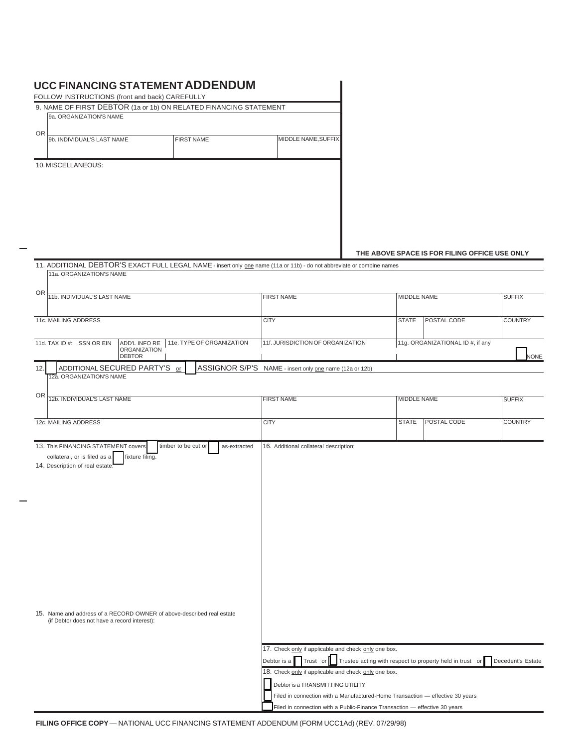# UCC FINANCING STATEMENT ADDENDUM

FOLLOW INSTRUCTIONS (front and back) CAREFULLY

9. NAME OF FIRST DEBTOR (1a or 1b) ON RELATED FINANCING STATEMENT

| 9a. ORGANIZATION'S NAME | | |
|---|---|---|
| OR 9b. INDIVIDUAL'S LAST NAME | FIRST NAME | MIDDLE NAME,SUFFIX |

10. MISCELLANEOUS:

**THE ABOVE SPACE IS FOR FILING OFFICE USE ONLY**

11. ADDITIONAL DEBTOR'S EXACT FULL LEGAL NAME - insert only one name (11a or 11b) - do not abbreviate or combine names

| 11a. ORGANIZATION'S NAME | | | | | |
|---|---|---|---|---|---|
| OR 11b. INDIVIDUAL'S LAST NAME | | FIRST NAME | MIDDLE NAME | | SUFFIX |
| 11c. MAILING ADDRESS | | CITY | STATE | POSTAL CODE | COUNTRY |
| 11d. TAX ID #: SSN OR EIN | ADD'L INFO RE ORGANIZATION DEBTOR / 11e. TYPE OF ORGANIZATION | 11f. JURISDICTION OF ORGANIZATION | 11g. ORGANIZATIONAL ID #, if any | | ☐ NONE |

12. ☐ ADDITIONAL SECURED PARTY'S or ☐ ASSIGNOR S/P'S NAME - insert only one name (12a or 12b)

| 12a. ORGANIZATION'S NAME | | | | |
|---|---|---|---|---|
| OR 12b. INDIVIDUAL'S LAST NAME | FIRST NAME | MIDDLE NAME | | SUFFIX |
| 12c. MAILING ADDRESS | CITY | STATE | POSTAL CODE | COUNTRY |

13. This FINANCING STATEMENT covers ☐ timber to be cut or ☐ as-extracted collateral, or is filed as a ☐ fixture filing.

14. Description of real estate:

15. Name and address of a RECORD OWNER of above-described real estate (if Debtor does not have a record interest):

16. Additional collateral description:

17. Check only if applicable and check only one box.

Debtor is a ☐ Trust or ☐ Trustee acting with respect to property held in trust or ☐ Decedent's Estate

18. Check only if applicable and check only one box.

☐ Debtor is a TRANSMITTING UTILITY

☐ Filed in connection with a Manufactured-Home Transaction — effective 30 years

☐ Filed in connection with a Public-Finance Transaction — effective 30 years

**FILING OFFICE COPY** — NATIONAL UCC FINANCING STATEMENT ADDENDUM (FORM UCC1Ad) (REV. 07/29/98)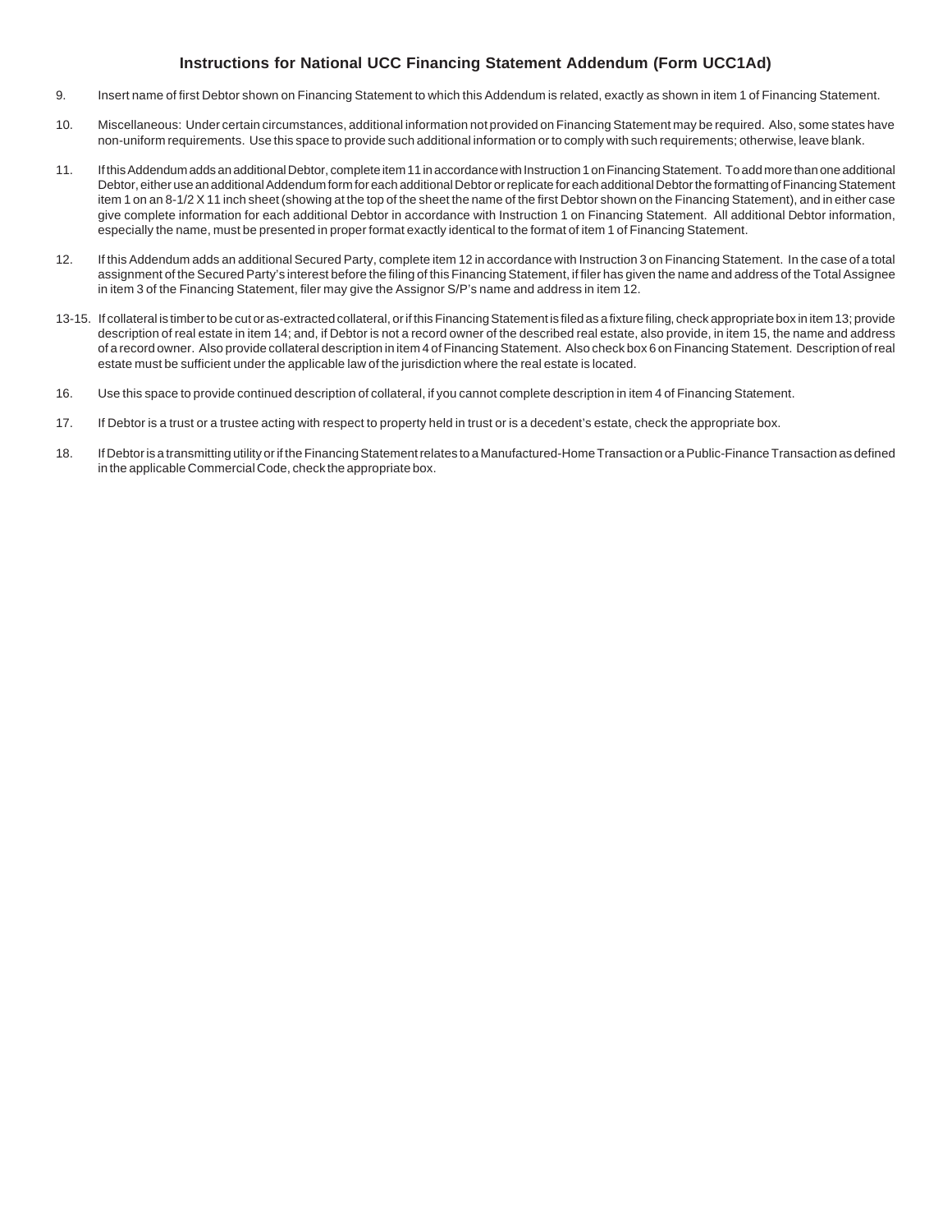## Instructions for National UCC Financing Statement Addendum (Form UCC1Ad)

9. Insert name of first Debtor shown on Financing Statement to which this Addendum is related, exactly as shown in item 1 of Financing Statement.

10. Miscellaneous: Under certain circumstances, additional information not provided on Financing Statement may be required. Also, some states have non-uniform requirements. Use this space to provide such additional information or to comply with such requirements; otherwise, leave blank.

11. If this Addendum adds an additional Debtor, complete item 11 in accordance with Instruction 1 on Financing Statement. To add more than one additional Debtor, either use an additional Addendum form for each additional Debtor or replicate for each additional Debtor the formatting of Financing Statement item 1 on an 8-1/2 X 11 inch sheet (showing at the top of the sheet the name of the first Debtor shown on the Financing Statement), and in either case give complete information for each additional Debtor in accordance with Instruction 1 on Financing Statement. All additional Debtor information, especially the name, must be presented in proper format exactly identical to the format of item 1 of Financing Statement.

12. If this Addendum adds an additional Secured Party, complete item 12 in accordance with Instruction 3 on Financing Statement. In the case of a total assignment of the Secured Party's interest before the filing of this Financing Statement, if filer has given the name and address of the Total Assignee in item 3 of the Financing Statement, filer may give the Assignor S/P's name and address in item 12.

13-15. If collateral is timber to be cut or as-extracted collateral, or if this Financing Statement is filed as a fixture filing, check appropriate box in item 13; provide description of real estate in item 14; and, if Debtor is not a record owner of the described real estate, also provide, in item 15, the name and address of a record owner. Also provide collateral description in item 4 of Financing Statement. Also check box 6 on Financing Statement. Description of real estate must be sufficient under the applicable law of the jurisdiction where the real estate is located.

16. Use this space to provide continued description of collateral, if you cannot complete description in item 4 of Financing Statement.

17. If Debtor is a trust or a trustee acting with respect to property held in trust or is a decedent's estate, check the appropriate box.

18. If Debtor is a transmitting utility or if the Financing Statement relates to a Manufactured-Home Transaction or a Public-Finance Transaction as defined in the applicable Commercial Code, check the appropriate box.